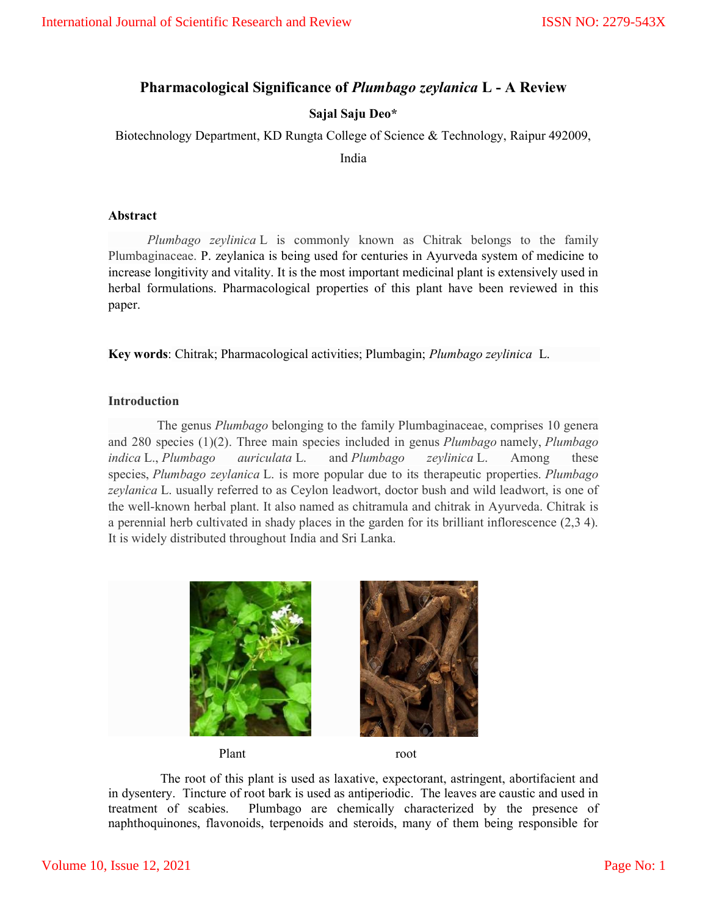# Pharmacological Significance of *Plumbago zeylanica* L - A Review

**Sajal Saju Deo***

Biotechnology Department, KD Rungta College of Science & Technology, Raipur 492009, India

### Abstract

*Plumbago zeylinica* L is commonly known as Chitrak belongs to the family Plumbaginaceae. P. zeylanica is being used for centuries in Ayurveda system of medicine to increase longitivity and vitality. It is the most important medicinal plant is extensively used in herbal formulations. Pharmacological properties of this plant have been reviewed in this paper.

**Key words**: Chitrak; Pharmacological activities; Plumbagin; *Plumbago zeylinica* L.

### Introduction

The genus *Plumbago* belonging to the family Plumbaginaceae, comprises 10 genera and 280 species (1)(2). Three main species included in genus *Plumbago* namely, *Plumbago indica* L., *Plumbago auriculata* L. and *Plumbago zeylinica* L. Among these species, *Plumbago zeylanica* L. is more popular due to its therapeutic properties. *Plumbago zeylanica* L. usually referred to as Ceylon leadwort, doctor bush and wild leadwort, is one of the well-known herbal plant. It also named as chitramula and chitrak in Ayurveda. Chitrak is a perennial herb cultivated in shady places in the garden for its brilliant inflorescence (2,3 4). It is widely distributed throughout India and Sri Lanka.

Plant root

The root of this plant is used as laxative, expectorant, astringent, abortifacient and in dysentery. Tincture of root bark is used as antiperiodic. The leaves are caustic and used in treatment of scabies. Plumbago are chemically characterized by the presence of naphthoquinones, flavonoids, terpenoids and steroids, many of them being responsible for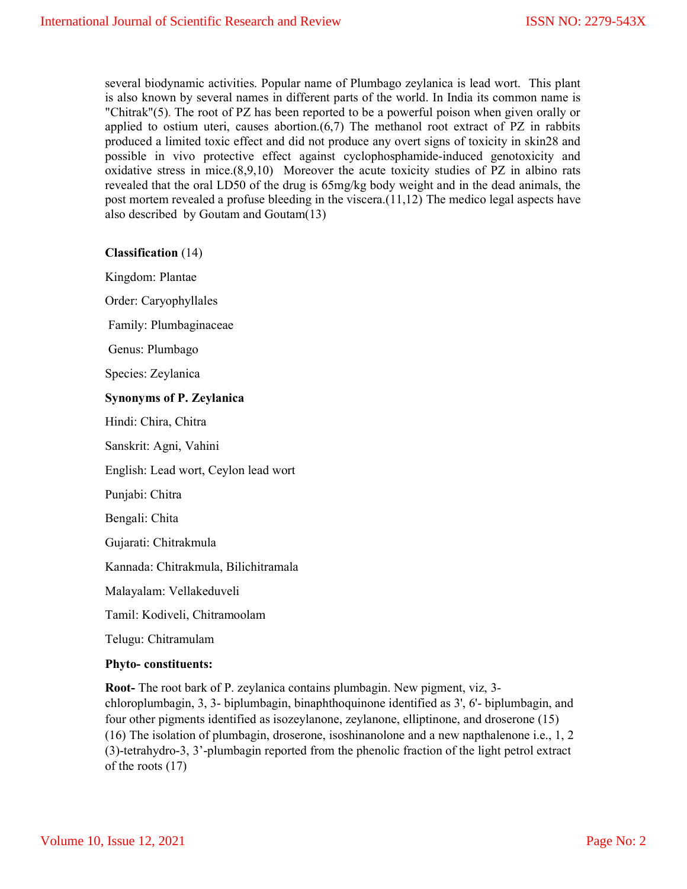several biodynamic activities. Popular name of Plumbago zeylanica is lead wort. This plant is also known by several names in different parts of the world. In India its common name is "Chitrak"(5). The root of PZ has been reported to be a powerful poison when given orally or applied to ostium uteri, causes abortion.(6,7) The methanol root extract of PZ in rabbits produced a limited toxic effect and did not produce any overt signs of toxicity in skin28 and possible in vivo protective effect against cyclophosphamide-induced genotoxicity and oxidative stress in mice.(8,9,10) Moreover the acute toxicity studies of PZ in albino rats revealed that the oral LD50 of the drug is 65mg/kg body weight and in the dead animals, the post mortem revealed a profuse bleeding in the viscera.(11,12) The medico legal aspects have also described by Goutam and Goutam(13)

**Classification** (14)

Kingdom: Plantae

Order: Caryophyllales

Family: Plumbaginaceae

Genus: Plumbago

Species: Zeylanica

**Synonyms of P. Zeylanica**

Hindi: Chira, Chitra

Sanskrit: Agni, Vahini

English: Lead wort, Ceylon lead wort

Punjabi: Chitra

Bengali: Chita

Gujarati: Chitrakmula

Kannada: Chitrakmula, Bilichitramala

Malayalam: Vellakeduveli

Tamil: Kodiveli, Chitramoolam

Telugu: Chitramulam

**Phyto- constituents:**

**Root-** The root bark of P. zeylanica contains plumbagin. New pigment, viz, 3-chloroplumbagin, 3, 3- biplumbagin, binaphthoquinone identified as 3', 6'- biplumbagin, and four other pigments identified as isozeylanone, zeylanone, elliptinone, and droserone (15) (16) The isolation of plumbagin, droserone, isoshinanolone and a new napthalenone i.e., 1, 2 (3)-tetrahydro-3, 3'-plumbagin reported from the phenolic fraction of the light petrol extract of the roots (17)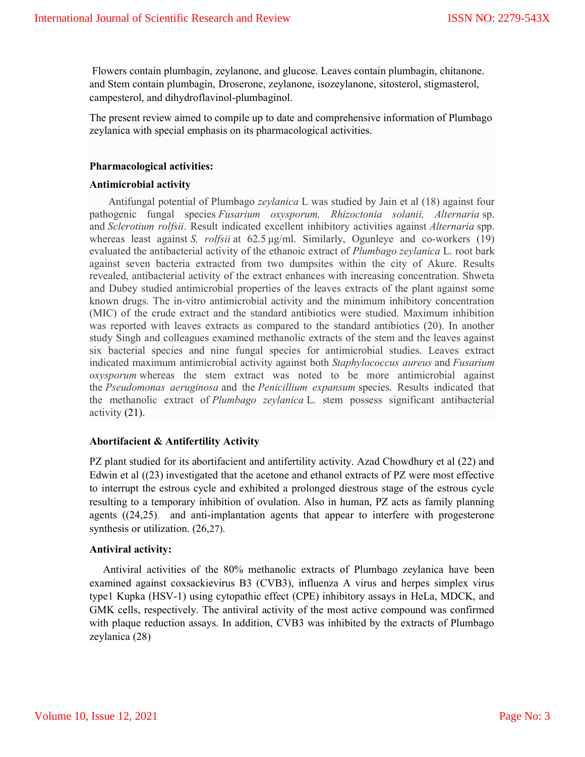Flowers contain plumbagin, zeylanone, and glucose. Leaves contain plumbagin, chitanone. and Stem contain plumbagin, Droserone, zeylanone, isozeylanone, sitosterol, stigmasterol, campesterol, and dihydroflavinol-plumbaginol.

The present review aimed to compile up to date and comprehensive information of Plumbago zeylanica with special emphasis on its pharmacological activities.

**Pharmacological activities:**

**Antimicrobial activity**

Antifungal potential of Plumbago *zeylanica* L was studied by Jain et al (18) against four pathogenic fungal species *Fusarium oxysporum, Rhizoctonia solanii, Alternaria* sp. and *Sclerotium rolfsii*. Result indicated excellent inhibitory activities against *Alternaria* spp. whereas least against *S. rolfsii* at 62.5 µg/ml. Similarly, Ogunleye and co-workers (19) evaluated the antibacterial activity of the ethanoic extract of *Plumbago zeylanica* L. root bark against seven bacteria extracted from two dumpsites within the city of Akure. Results revealed, antibacterial activity of the extract enhances with increasing concentration. Shweta and Dubey studied antimicrobial properties of the leaves extracts of the plant against some known drugs. The in-vitro antimicrobial activity and the minimum inhibitory concentration (MIC) of the crude extract and the standard antibiotics were studied. Maximum inhibition was reported with leaves extracts as compared to the standard antibiotics (20). In another study Singh and colleagues examined methanolic extracts of the stem and the leaves against six bacterial species and nine fungal species for antimicrobial studies. Leaves extract indicated maximum antimicrobial activity against both *Staphylococcus aureus* and *Fusarium oxysporum* whereas the stem extract was noted to be more antimicrobial against the *Pseudomonas aeruginosa* and the *Penicillium expansum* species. Results indicated that the methanolic extract of *Plumbago zeylanica* L. stem possess significant antibacterial activity (21).

**Abortifacient & Antifertility Activity**

PZ plant studied for its abortifacient and antifertility activity. Azad Chowdhury et al (22) and Edwin et al ((23) investigated that the acetone and ethanol extracts of PZ were most effective to interrupt the estrous cycle and exhibited a prolonged diestrous stage of the estrous cycle resulting to a temporary inhibition of ovulation. Also in human, PZ acts as family planning agents ((24,25). and anti-implantation agents that appear to interfere with progesterone synthesis or utilization. (26,27).

**Antiviral activity:**

Antiviral activities of the 80% methanolic extracts of Plumbago zeylanica have been examined against coxsackievirus B3 (CVB3), influenza A virus and herpes simplex virus type1 Kupka (HSV-1) using cytopathic effect (CPE) inhibitory assays in HeLa, MDCK, and GMK cells, respectively. The antiviral activity of the most active compound was confirmed with plaque reduction assays. In addition, CVB3 was inhibited by the extracts of Plumbago zeylanica (28)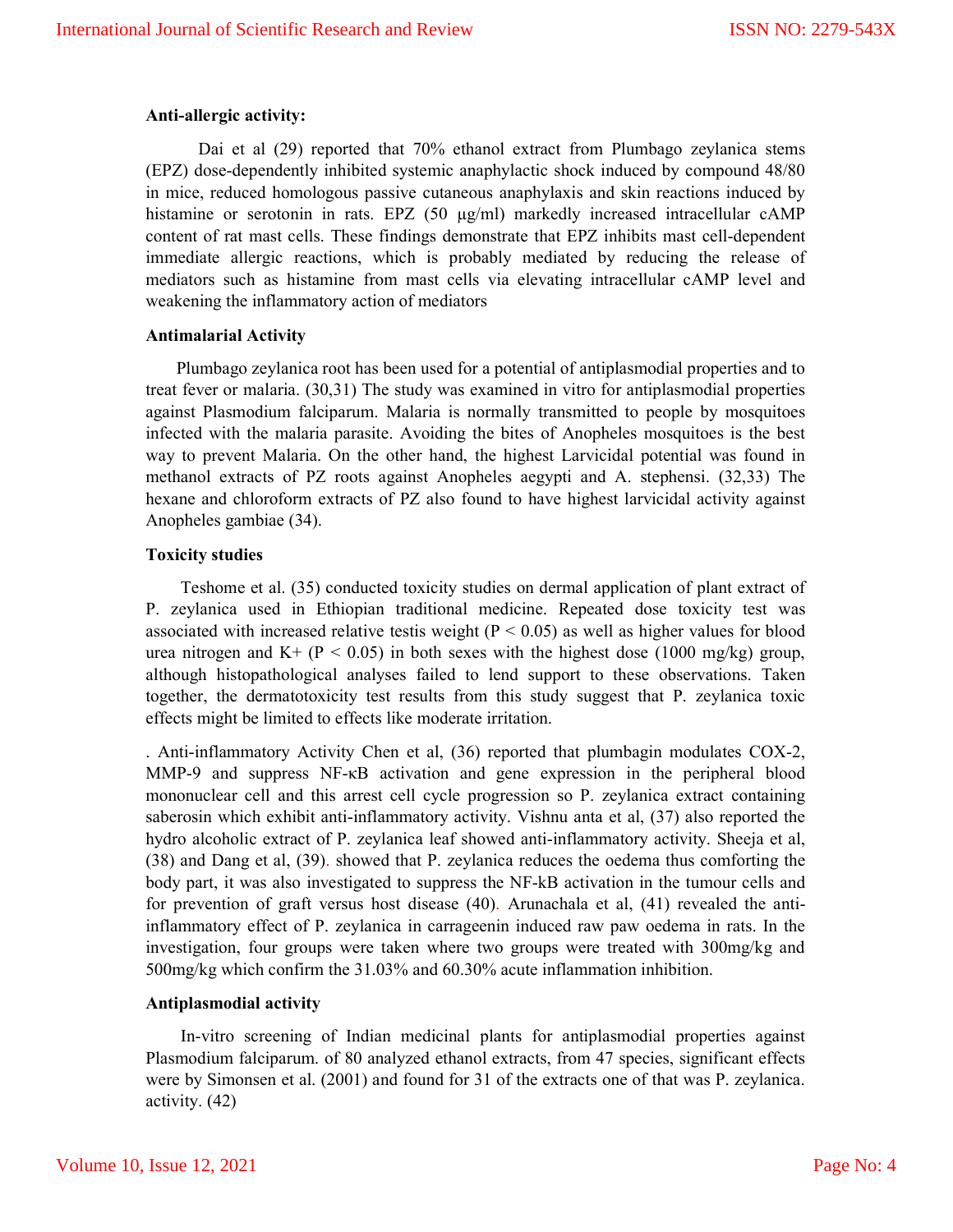**Anti-allergic activity:**

Dai et al (29) reported that 70% ethanol extract from Plumbago zeylanica stems (EPZ) dose-dependently inhibited systemic anaphylactic shock induced by compound 48/80 in mice, reduced homologous passive cutaneous anaphylaxis and skin reactions induced by histamine or serotonin in rats. EPZ (50 μg/ml) markedly increased intracellular cAMP content of rat mast cells. These findings demonstrate that EPZ inhibits mast cell-dependent immediate allergic reactions, which is probably mediated by reducing the release of mediators such as histamine from mast cells via elevating intracellular cAMP level and weakening the inflammatory action of mediators

**Antimalarial Activity**

Plumbago zeylanica root has been used for a potential of antiplasmodial properties and to treat fever or malaria. (30,31) The study was examined in vitro for antiplasmodial properties against Plasmodium falciparum. Malaria is normally transmitted to people by mosquitoes infected with the malaria parasite. Avoiding the bites of Anopheles mosquitoes is the best way to prevent Malaria. On the other hand, the highest Larvicidal potential was found in methanol extracts of PZ roots against Anopheles aegypti and A. stephensi. (32,33) The hexane and chloroform extracts of PZ also found to have highest larvicidal activity against Anopheles gambiae (34).

**Toxicity studies**

Teshome et al. (35) conducted toxicity studies on dermal application of plant extract of P. zeylanica used in Ethiopian traditional medicine. Repeated dose toxicity test was associated with increased relative testis weight ($P < 0.05$) as well as higher values for blood urea nitrogen and $K^+$ ($P < 0.05$) in both sexes with the highest dose (1000 mg/kg) group, although histopathological analyses failed to lend support to these observations. Taken together, the dermatotoxicity test results from this study suggest that P. zeylanica toxic effects might be limited to effects like moderate irritation.

. Anti-inflammatory Activity Chen et al, (36) reported that plumbagin modulates COX-2, MMP-9 and suppress NF-κB activation and gene expression in the peripheral blood mononuclear cell and this arrest cell cycle progression so P. zeylanica extract containing saberosin which exhibit anti-inflammatory activity. Vishnu anta et al, (37) also reported the hydro alcoholic extract of P. zeylanica leaf showed anti-inflammatory activity. Sheeja et al, (38) and Dang et al, (39). showed that P. zeylanica reduces the oedema thus comforting the body part, it was also investigated to suppress the NF-kB activation in the tumour cells and for prevention of graft versus host disease (40). Arunachala et al, (41) revealed the anti-inflammatory effect of P. zeylanica in carrageenin induced raw paw oedema in rats. In the investigation, four groups were taken where two groups were treated with 300mg/kg and 500mg/kg which confirm the 31.03% and 60.30% acute inflammation inhibition.

**Antiplasmodial activity**

In-vitro screening of Indian medicinal plants for antiplasmodial properties against Plasmodium falciparum. of 80 analyzed ethanol extracts, from 47 species, significant effects were by Simonsen et al. (2001) and found for 31 of the extracts one of that was P. zeylanica. activity. (42)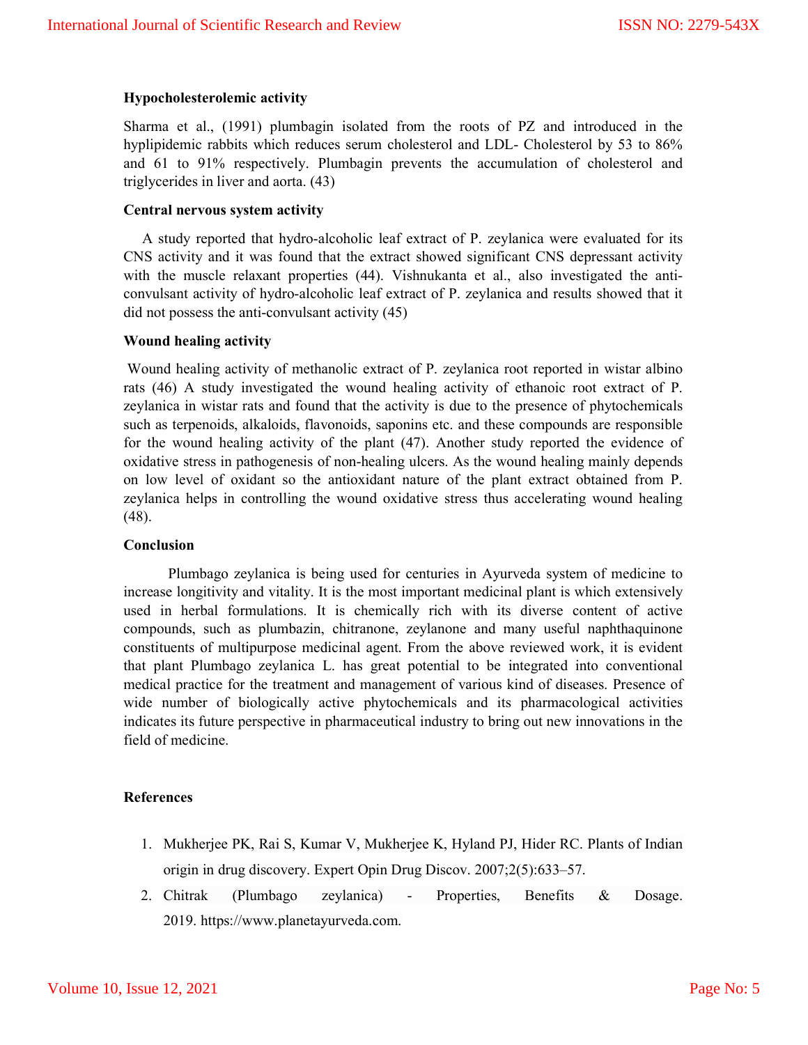**Hypocholesterolemic activity**

Sharma et al., (1991) plumbagin isolated from the roots of PZ and introduced in the hyplipidemic rabbits which reduces serum cholesterol and LDL- Cholesterol by 53 to 86% and 61 to 91% respectively. Plumbagin prevents the accumulation of cholesterol and triglycerides in liver and aorta. (43)

**Central nervous system activity**

A study reported that hydro-alcoholic leaf extract of P. zeylanica were evaluated for its CNS activity and it was found that the extract showed significant CNS depressant activity with the muscle relaxant properties (44). Vishnukanta et al., also investigated the anti-convulsant activity of hydro-alcoholic leaf extract of P. zeylanica and results showed that it did not possess the anti-convulsant activity (45)

**Wound healing activity**

Wound healing activity of methanolic extract of P. zeylanica root reported in wistar albino rats (46) A study investigated the wound healing activity of ethanoic root extract of P. zeylanica in wistar rats and found that the activity is due to the presence of phytochemicals such as terpenoids, alkaloids, flavonoids, saponins etc. and these compounds are responsible for the wound healing activity of the plant (47). Another study reported the evidence of oxidative stress in pathogenesis of non-healing ulcers. As the wound healing mainly depends on low level of oxidant so the antioxidant nature of the plant extract obtained from P. zeylanica helps in controlling the wound oxidative stress thus accelerating wound healing (48).

**Conclusion**

Plumbago zeylanica is being used for centuries in Ayurveda system of medicine to increase longitivity and vitality. It is the most important medicinal plant is which extensively used in herbal formulations. It is chemically rich with its diverse content of active compounds, such as plumbazin, chitranone, zeylanone and many useful naphthaquinone constituents of multipurpose medicinal agent. From the above reviewed work, it is evident that plant Plumbago zeylanica L. has great potential to be integrated into conventional medical practice for the treatment and management of various kind of diseases. Presence of wide number of biologically active phytochemicals and its pharmacological activities indicates its future perspective in pharmaceutical industry to bring out new innovations in the field of medicine.

**References**

1. Mukherjee PK, Rai S, Kumar V, Mukherjee K, Hyland PJ, Hider RC. Plants of Indian origin in drug discovery. Expert Opin Drug Discov. 2007;2(5):633–57.
2. Chitrak (Plumbago zeylanica) - Properties, Benefits & Dosage. 2019. https://www.planetayurveda.com.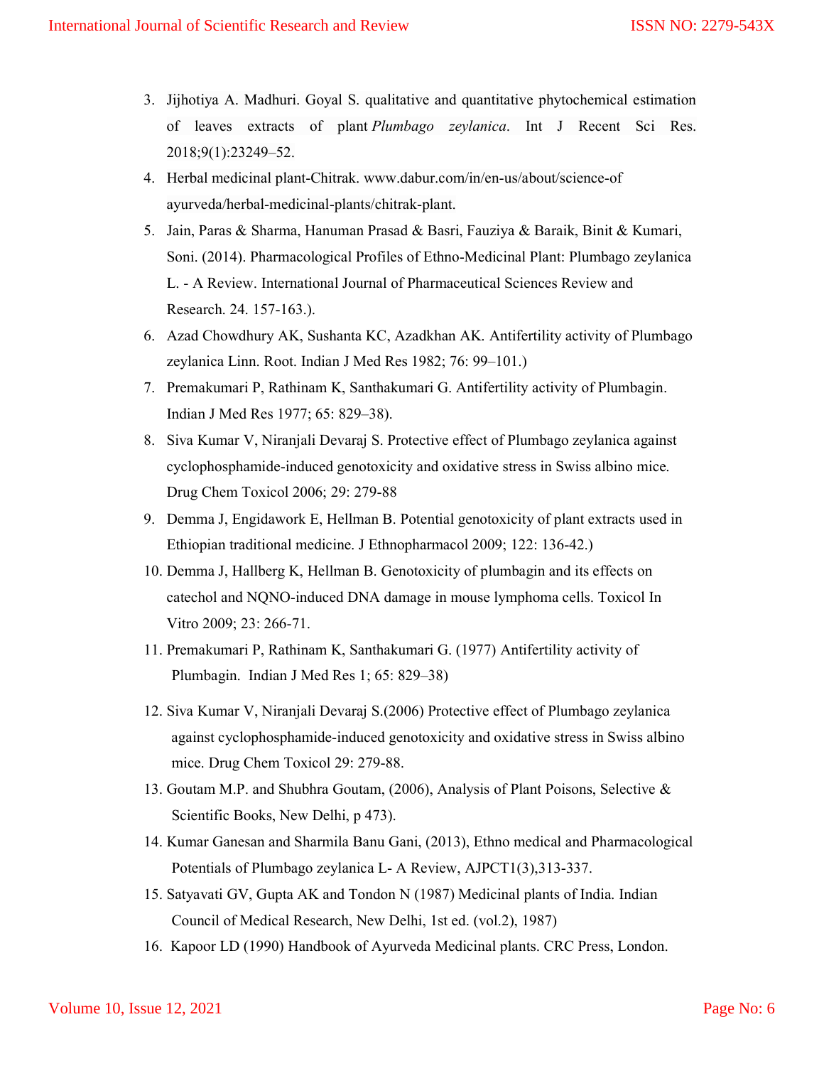3. Jijhotiya A. Madhuri. Goyal S. qualitative and quantitative phytochemical estimation of leaves extracts of plant *Plumbago zeylanica*. Int J Recent Sci Res. 2018;9(1):23249–52.
4. Herbal medicinal plant-Chitrak. www.dabur.com/in/en-us/about/science-of ayurveda/herbal-medicinal-plants/chitrak-plant.
5. Jain, Paras & Sharma, Hanuman Prasad & Basri, Fauziya & Baraik, Binit & Kumari, Soni. (2014). Pharmacological Profiles of Ethno-Medicinal Plant: Plumbago zeylanica L. - A Review. International Journal of Pharmaceutical Sciences Review and Research. 24. 157-163.).
6. Azad Chowdhury AK, Sushanta KC, Azadkhan AK. Antifertility activity of Plumbago zeylanica Linn. Root. Indian J Med Res 1982; 76: 99–101.)
7. Premakumari P, Rathinam K, Santhakumari G. Antifertility activity of Plumbagin. Indian J Med Res 1977; 65: 829–38).
8. Siva Kumar V, Niranjali Devaraj S. Protective effect of Plumbago zeylanica against cyclophosphamide-induced genotoxicity and oxidative stress in Swiss albino mice. Drug Chem Toxicol 2006; 29: 279-88
9. Demma J, Engidawork E, Hellman B. Potential genotoxicity of plant extracts used in Ethiopian traditional medicine. J Ethnopharmacol 2009; 122: 136-42.)
10. Demma J, Hallberg K, Hellman B. Genotoxicity of plumbagin and its effects on catechol and NQNO-induced DNA damage in mouse lymphoma cells. Toxicol In Vitro 2009; 23: 266-71.
11. Premakumari P, Rathinam K, Santhakumari G. (1977) Antifertility activity of Plumbagin. Indian J Med Res 1; 65: 829–38)
12. Siva Kumar V, Niranjali Devaraj S.(2006) Protective effect of Plumbago zeylanica against cyclophosphamide-induced genotoxicity and oxidative stress in Swiss albino mice. Drug Chem Toxicol 29: 279-88.
13. Goutam M.P. and Shubhra Goutam, (2006), Analysis of Plant Poisons, Selective & Scientific Books, New Delhi, p 473).
14. Kumar Ganesan and Sharmila Banu Gani, (2013), Ethno medical and Pharmacological Potentials of Plumbago zeylanica L- A Review, AJPCT1(3),313-337.
15. Satyavati GV, Gupta AK and Tondon N (1987) Medicinal plants of India. Indian Council of Medical Research, New Delhi, 1st ed. (vol.2), 1987)
16. Kapoor LD (1990) Handbook of Ayurveda Medicinal plants. CRC Press, London.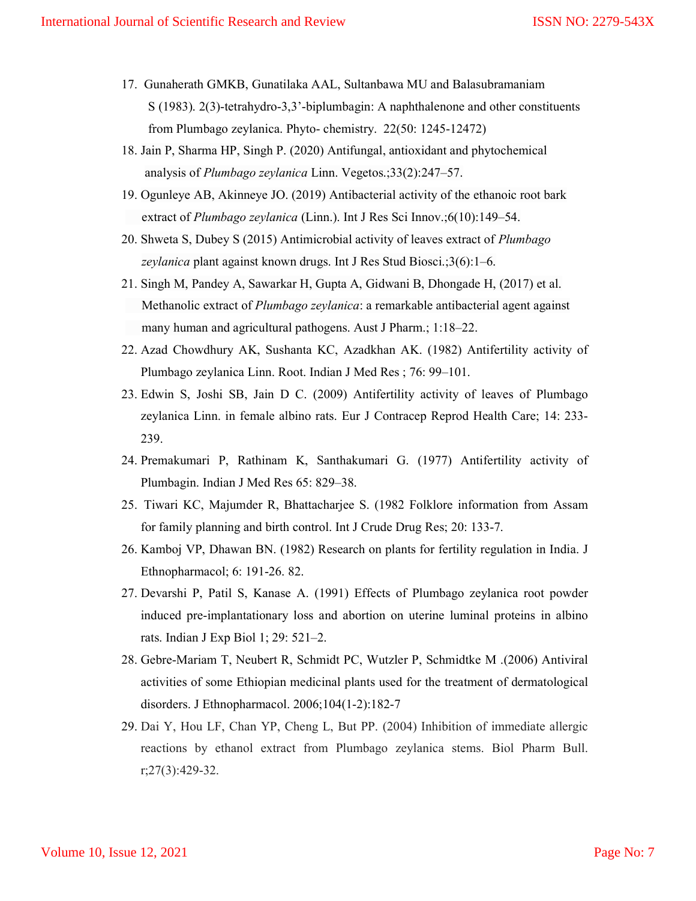17. Gunaherath GMKB, Gunatilaka AAL, Sultanbawa MU and Balasubramaniam S (1983). 2(3)-tetrahydro-3,3'-biplumbagin: A naphthalenone and other constituents from Plumbago zeylanica. Phyto- chemistry. 22(50: 1245-12472)
18. Jain P, Sharma HP, Singh P. (2020) Antifungal, antioxidant and phytochemical analysis of *Plumbago zeylanica* Linn. Vegetos.;33(2):247–57.
19. Ogunleye AB, Akinneye JO. (2019) Antibacterial activity of the ethanoic root bark extract of *Plumbago zeylanica* (Linn.). Int J Res Sci Innov.;6(10):149–54.
20. Shweta S, Dubey S (2015) Antimicrobial activity of leaves extract of *Plumbago zeylanica* plant against known drugs. Int J Res Stud Biosci.;3(6):1–6.
21. Singh M, Pandey A, Sawarkar H, Gupta A, Gidwani B, Dhongade H, (2017) et al. Methanolic extract of *Plumbago zeylanica*: a remarkable antibacterial agent against many human and agricultural pathogens. Aust J Pharm.; 1:18–22.
22. Azad Chowdhury AK, Sushanta KC, Azadkhan AK. (1982) Antifertility activity of Plumbago zeylanica Linn. Root. Indian J Med Res ; 76: 99–101.
23. Edwin S, Joshi SB, Jain D C. (2009) Antifertility activity of leaves of Plumbago zeylanica Linn. in female albino rats. Eur J Contracep Reprod Health Care; 14: 233-239.
24. Premakumari P, Rathinam K, Santhakumari G. (1977) Antifertility activity of Plumbagin. Indian J Med Res 65: 829–38.
25. Tiwari KC, Majumder R, Bhattacharjee S. (1982 Folklore information from Assam for family planning and birth control. Int J Crude Drug Res; 20: 133-7.
26. Kamboj VP, Dhawan BN. (1982) Research on plants for fertility regulation in India. J Ethnopharmacol; 6: 191-26. 82.
27. Devarshi P, Patil S, Kanase A. (1991) Effects of Plumbago zeylanica root powder induced pre-implantationary loss and abortion on uterine luminal proteins in albino rats. Indian J Exp Biol 1; 29: 521–2.
28. Gebre-Mariam T, Neubert R, Schmidt PC, Wutzler P, Schmidtke M .(2006) Antiviral activities of some Ethiopian medicinal plants used for the treatment of dermatological disorders. J Ethnopharmacol. 2006;104(1-2):182-7
29. Dai Y, Hou LF, Chan YP, Cheng L, But PP. (2004) Inhibition of immediate allergic reactions by ethanol extract from Plumbago zeylanica stems. Biol Pharm Bull. r;27(3):429-32.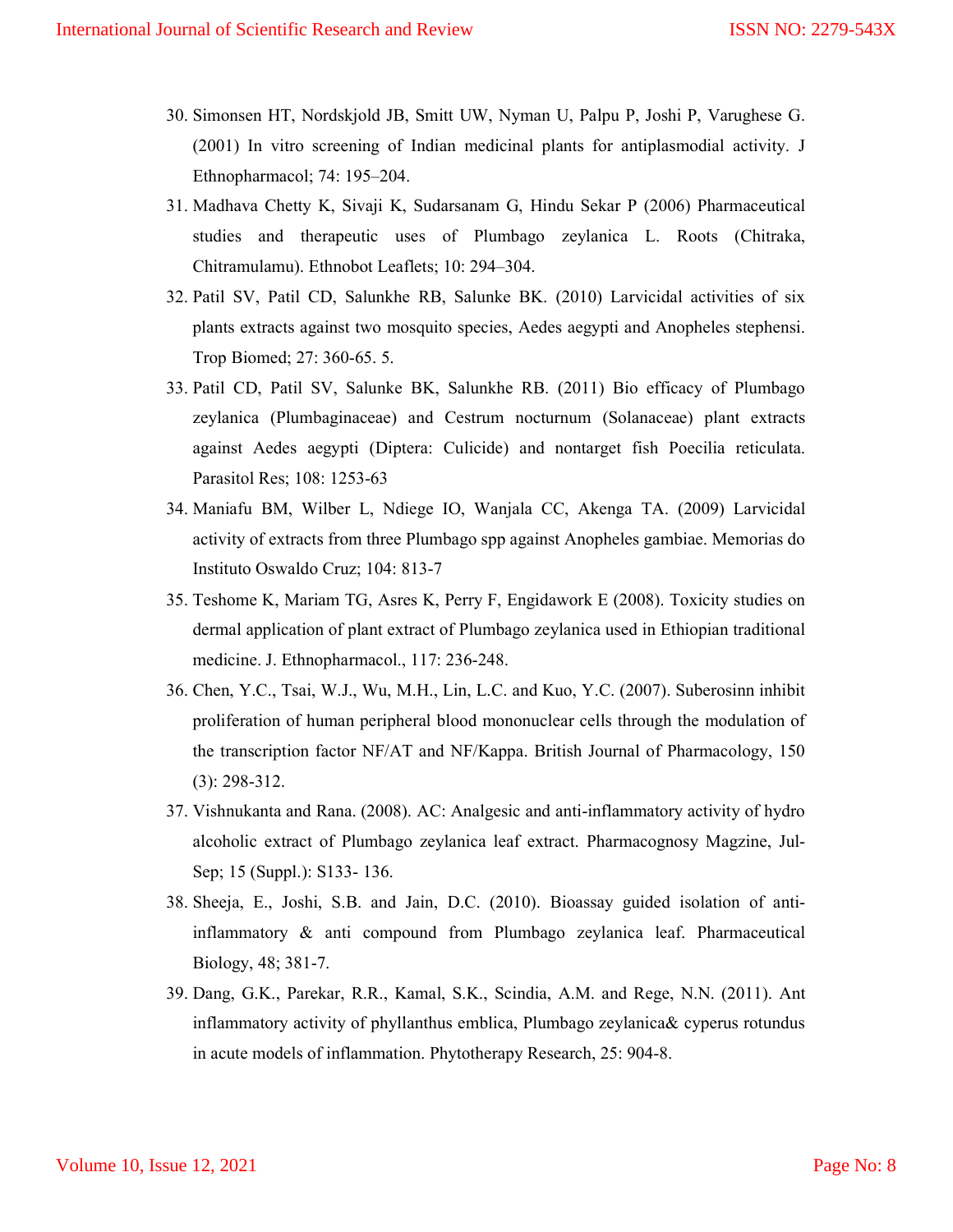30. Simonsen HT, Nordskjold JB, Smitt UW, Nyman U, Palpu P, Joshi P, Varughese G. (2001) In vitro screening of Indian medicinal plants for antiplasmodial activity. J Ethnopharmacol; 74: 195–204.
31. Madhava Chetty K, Sivaji K, Sudarsanam G, Hindu Sekar P (2006) Pharmaceutical studies and therapeutic uses of Plumbago zeylanica L. Roots (Chitraka, Chitramulamu). Ethnobot Leaflets; 10: 294–304.
32. Patil SV, Patil CD, Salunkhe RB, Salunke BK. (2010) Larvicidal activities of six plants extracts against two mosquito species, Aedes aegypti and Anopheles stephensi. Trop Biomed; 27: 360-65. 5.
33. Patil CD, Patil SV, Salunke BK, Salunkhe RB. (2011) Bio efficacy of Plumbago zeylanica (Plumbaginaceae) and Cestrum nocturnum (Solanaceae) plant extracts against Aedes aegypti (Diptera: Culicide) and nontarget fish Poecilia reticulata. Parasitol Res; 108: 1253-63
34. Maniafu BM, Wilber L, Ndiege IO, Wanjala CC, Akenga TA. (2009) Larvicidal activity of extracts from three Plumbago spp against Anopheles gambiae. Memorias do Instituto Oswaldo Cruz; 104: 813-7
35. Teshome K, Mariam TG, Asres K, Perry F, Engidawork E (2008). Toxicity studies on dermal application of plant extract of Plumbago zeylanica used in Ethiopian traditional medicine. J. Ethnopharmacol., 117: 236-248.
36. Chen, Y.C., Tsai, W.J., Wu, M.H., Lin, L.C. and Kuo, Y.C. (2007). Suberosinn inhibit proliferation of human peripheral blood mononuclear cells through the modulation of the transcription factor NF/AT and NF/Kappa. British Journal of Pharmacology, 150 (3): 298-312.
37. Vishnukanta and Rana. (2008). AC: Analgesic and anti-inflammatory activity of hydro alcoholic extract of Plumbago zeylanica leaf extract. Pharmacognosy Magzine, Jul-Sep; 15 (Suppl.): S133- 136.
38. Sheeja, E., Joshi, S.B. and Jain, D.C. (2010). Bioassay guided isolation of anti-inflammatory & anti compound from Plumbago zeylanica leaf. Pharmaceutical Biology, 48; 381-7.
39. Dang, G.K., Parekar, R.R., Kamal, S.K., Scindia, A.M. and Rege, N.N. (2011). Ant inflammatory activity of phyllanthus emblica, Plumbago zeylanica& cyperus rotundus in acute models of inflammation. Phytotherapy Research, 25: 904-8.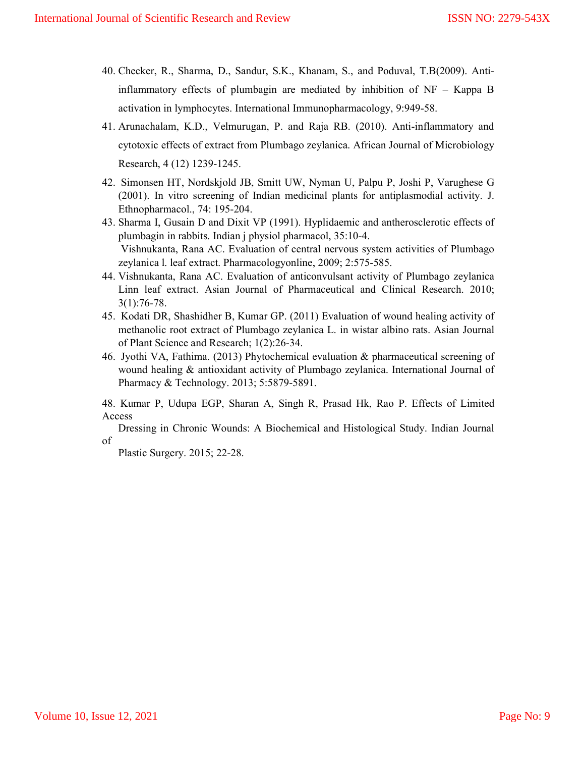40. Checker, R., Sharma, D., Sandur, S.K., Khanam, S., and Poduval, T.B(2009). Anti-inflammatory effects of plumbagin are mediated by inhibition of NF – Kappa B activation in lymphocytes. International Immunopharmacology, 9:949-58.
41. Arunachalam, K.D., Velmurugan, P. and Raja RB. (2010). Anti-inflammatory and cytotoxic effects of extract from Plumbago zeylanica. African Journal of Microbiology Research, 4 (12) 1239-1245.
42. Simonsen HT, Nordskjold JB, Smitt UW, Nyman U, Palpu P, Joshi P, Varughese G (2001). In vitro screening of Indian medicinal plants for antiplasmodial activity. J. Ethnopharmacol., 74: 195-204.
43. Sharma I, Gusain D and Dixit VP (1991). Hyplidaemic and antherosclerotic effects of plumbagin in rabbits. Indian j physiol pharmacol, 35:10-4.
    Vishnukanta, Rana AC. Evaluation of central nervous system activities of Plumbago zeylanica l. leaf extract. Pharmacologyonline, 2009; 2:575-585.
44. Vishnukanta, Rana AC. Evaluation of anticonvulsant activity of Plumbago zeylanica Linn leaf extract. Asian Journal of Pharmaceutical and Clinical Research. 2010; 3(1):76-78.
45. Kodati DR, Shashidher B, Kumar GP. (2011) Evaluation of wound healing activity of methanolic root extract of Plumbago zeylanica L. in wistar albino rats. Asian Journal of Plant Science and Research; 1(2):26-34.
46. Jyothi VA, Fathima. (2013) Phytochemical evaluation & pharmaceutical screening of wound healing & antioxidant activity of Plumbago zeylanica. International Journal of Pharmacy & Technology. 2013; 5:5879-5891.

48. Kumar P, Udupa EGP, Sharan A, Singh R, Prasad Hk, Rao P. Effects of Limited Access Dressing in Chronic Wounds: A Biochemical and Histological Study. Indian Journal of Plastic Surgery. 2015; 22-28.